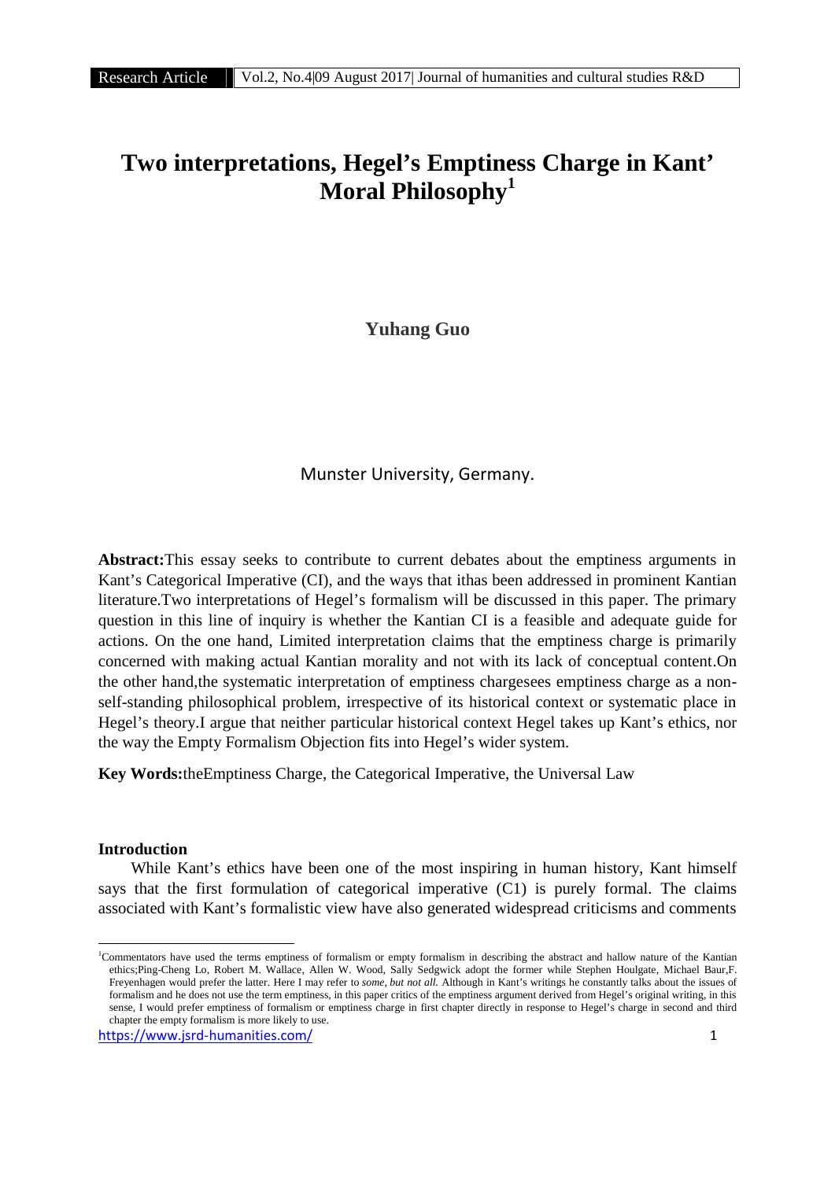# Two interpretations, Hegel's Emptiness Charge in Kant' Moral Philosophy[1]

**Yuhang Guo**

Munster University, Germany.

**Abstract:**This essay seeks to contribute to current debates about the emptiness arguments in Kant's Categorical Imperative (CI), and the ways that ithas been addressed in prominent Kantian literature.Two interpretations of Hegel's formalism will be discussed in this paper. The primary question in this line of inquiry is whether the Kantian CI is a feasible and adequate guide for actions. On the one hand, Limited interpretation claims that the emptiness charge is primarily concerned with making actual Kantian morality and not with its lack of conceptual content.On the other hand,the systematic interpretation of emptiness chargesees emptiness charge as a non-self-standing philosophical problem, irrespective of its historical context or systematic place in Hegel's theory.I argue that neither particular historical context Hegel takes up Kant's ethics, nor the way the Empty Formalism Objection fits into Hegel's wider system.

**Key Words:**theEmptiness Charge, the Categorical Imperative, the Universal Law

## Introduction

While Kant's ethics have been one of the most inspiring in human history, Kant himself says that the first formulation of categorical imperative (C1) is purely formal. The claims associated with Kant's formalistic view have also generated widespread criticisms and comments

[1]Commentators have used the terms emptiness of formalism or empty formalism in describing the abstract and hallow nature of the Kantian ethics;Ping-Cheng Lo, Robert M. Wallace, Allen W. Wood, Sally Sedgwick adopt the former while Stephen Houlgate, Michael Baur,F. Freyenhagen would prefer the latter. Here I may refer to *some, but not all.* Although in Kant's writings he constantly talks about the issues of formalism and he does not use the term emptiness, in this paper critics of the emptiness argument derived from Hegel's original writing, in this sense, I would prefer emptiness of formalism or emptiness charge in first chapter directly in response to Hegel's charge in second and third chapter the empty formalism is more likely to use.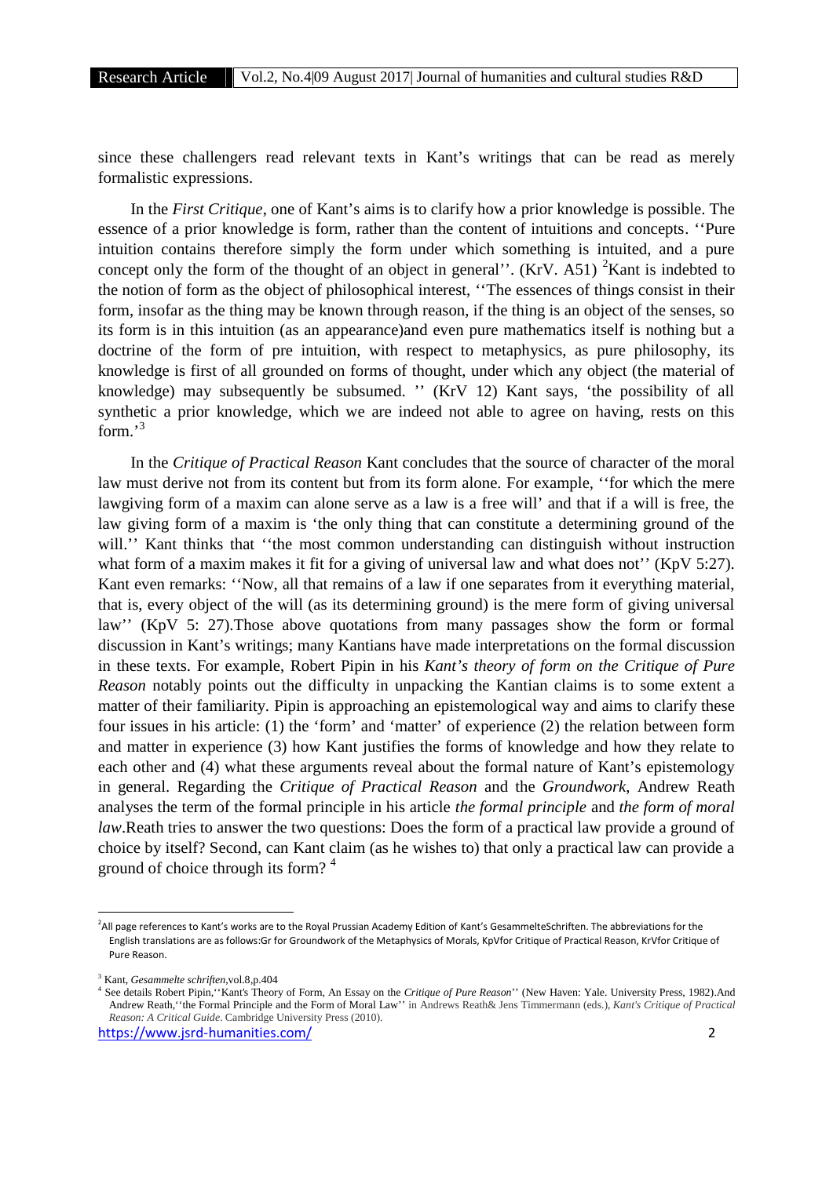since these challengers read relevant texts in Kant's writings that can be read as merely formalistic expressions.

In the *First Critique*, one of Kant's aims is to clarify how a prior knowledge is possible. The essence of a prior knowledge is form, rather than the content of intuitions and concepts. ''Pure intuition contains therefore simply the form under which something is intuited, and a pure concept only the form of the thought of an object in general''. (KrV. A51) [2]Kant is indebted to the notion of form as the object of philosophical interest, ''The essences of things consist in their form, insofar as the thing may be known through reason, if the thing is an object of the senses, so its form is in this intuition (as an appearance)and even pure mathematics itself is nothing but a doctrine of the form of pre intuition, with respect to metaphysics, as pure philosophy, its knowledge is first of all grounded on forms of thought, under which any object (the material of knowledge) may subsequently be subsumed. '' (KrV 12) Kant says, 'the possibility of all synthetic a prior knowledge, which we are indeed not able to agree on having, rests on this form.'[3]

In the *Critique of Practical Reason* Kant concludes that the source of character of the moral law must derive not from its content but from its form alone. For example, ''for which the mere lawgiving form of a maxim can alone serve as a law is a free will' and that if a will is free, the law giving form of a maxim is 'the only thing that can constitute a determining ground of the will.'' Kant thinks that ''the most common understanding can distinguish without instruction what form of a maxim makes it fit for a giving of universal law and what does not'' (KpV 5:27). Kant even remarks: ''Now, all that remains of a law if one separates from it everything material, that is, every object of the will (as its determining ground) is the mere form of giving universal law'' (KpV 5: 27).Those above quotations from many passages show the form or formal discussion in Kant's writings; many Kantians have made interpretations on the formal discussion in these texts. For example, Robert Pipin in his *Kant's theory of form on the Critique of Pure Reason* notably points out the difficulty in unpacking the Kantian claims is to some extent a matter of their familiarity. Pipin is approaching an epistemological way and aims to clarify these four issues in his article: (1) the 'form' and 'matter' of experience (2) the relation between form and matter in experience (3) how Kant justifies the forms of knowledge and how they relate to each other and (4) what these arguments reveal about the formal nature of Kant's epistemology in general. Regarding the *Critique of Practical Reason* and the *Groundwork*, Andrew Reath analyses the term of the formal principle in his article *the formal principle* and *the form of moral law*.Reath tries to answer the two questions: Does the form of a practical law provide a ground of choice by itself? Second, can Kant claim (as he wishes to) that only a practical law can provide a ground of choice through its form? [4]

---

[2]All page references to Kant's works are to the Royal Prussian Academy Edition of Kant's GesammelteSchriften. The abbreviations for the English translations are as follows:Gr for Groundwork of the Metaphysics of Morals, KpVfor Critique of Practical Reason, KrVfor Critique of Pure Reason.

[3] Kant, *Gesammelte schriften*,vol.8,p.404

[4] See details Robert Pipin,''Kant's Theory of Form, An Essay on the *Critique of Pure Reason*'' (New Haven: Yale. University Press, 1982).And Andrew Reath,''the Formal Principle and the Form of Moral Law'' in Andrews Reath& Jens Timmermann (eds.), *Kant's Critique of Practical Reason: A Critical Guide*. Cambridge University Press (2010).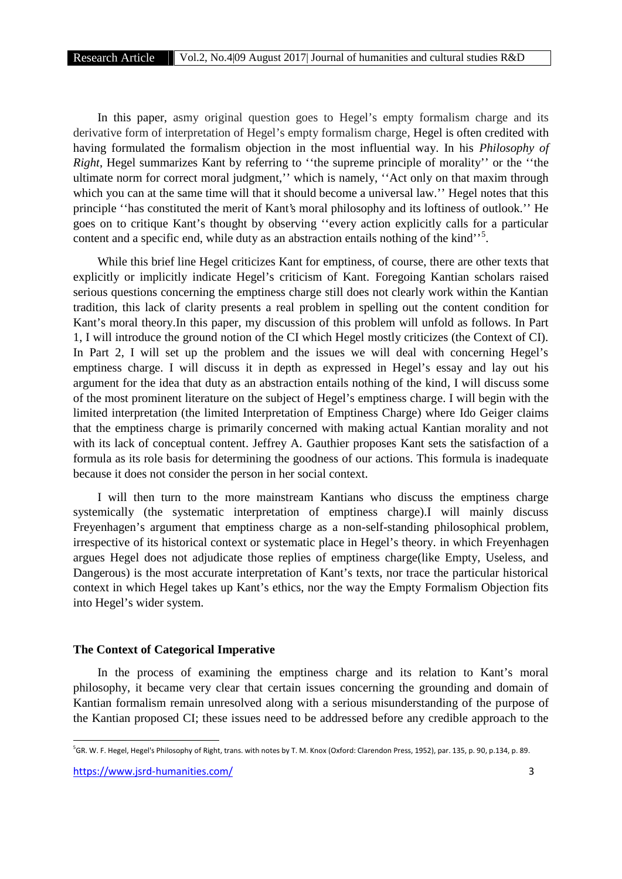In this paper, asmy original question goes to Hegel's empty formalism charge and its derivative form of interpretation of Hegel's empty formalism charge, Hegel is often credited with having formulated the formalism objection in the most influential way. In his *Philosophy of Right*, Hegel summarizes Kant by referring to ''the supreme principle of morality'' or the ''the ultimate norm for correct moral judgment,'' which is namely, ''Act only on that maxim through which you can at the same time will that it should become a universal law.'' Hegel notes that this principle ''has constituted the merit of Kant's moral philosophy and its loftiness of outlook.'' He goes on to critique Kant's thought by observing ''every action explicitly calls for a particular content and a specific end, while duty as an abstraction entails nothing of the kind''[5].

While this brief line Hegel criticizes Kant for emptiness, of course, there are other texts that explicitly or implicitly indicate Hegel's criticism of Kant. Foregoing Kantian scholars raised serious questions concerning the emptiness charge still does not clearly work within the Kantian tradition, this lack of clarity presents a real problem in spelling out the content condition for Kant's moral theory.In this paper, my discussion of this problem will unfold as follows. In Part 1, I will introduce the ground notion of the CI which Hegel mostly criticizes (the Context of CI). In Part 2, I will set up the problem and the issues we will deal with concerning Hegel's emptiness charge. I will discuss it in depth as expressed in Hegel's essay and lay out his argument for the idea that duty as an abstraction entails nothing of the kind, I will discuss some of the most prominent literature on the subject of Hegel's emptiness charge. I will begin with the limited interpretation (the limited Interpretation of Emptiness Charge) where Ido Geiger claims that the emptiness charge is primarily concerned with making actual Kantian morality and not with its lack of conceptual content. Jeffrey A. Gauthier proposes Kant sets the satisfaction of a formula as its role basis for determining the goodness of our actions. This formula is inadequate because it does not consider the person in her social context.

I will then turn to the more mainstream Kantians who discuss the emptiness charge systemically (the systematic interpretation of emptiness charge).I will mainly discuss Freyenhagen's argument that emptiness charge as a non-self-standing philosophical problem, irrespective of its historical context or systematic place in Hegel's theory. in which Freyenhagen argues Hegel does not adjudicate those replies of emptiness charge(like Empty, Useless, and Dangerous) is the most accurate interpretation of Kant's texts, nor trace the particular historical context in which Hegel takes up Kant's ethics, nor the way the Empty Formalism Objection fits into Hegel's wider system.

## The Context of Categorical Imperative

In the process of examining the emptiness charge and its relation to Kant's moral philosophy, it became very clear that certain issues concerning the grounding and domain of Kantian formalism remain unresolved along with a serious misunderstanding of the purpose of the Kantian proposed CI; these issues need to be addressed before any credible approach to the

---

[5]GR. W. F. Hegel, Hegel's Philosophy of Right, trans. with notes by T. M. Knox (Oxford: Clarendon Press, 1952), par. 135, p. 90, p.134, p. 89.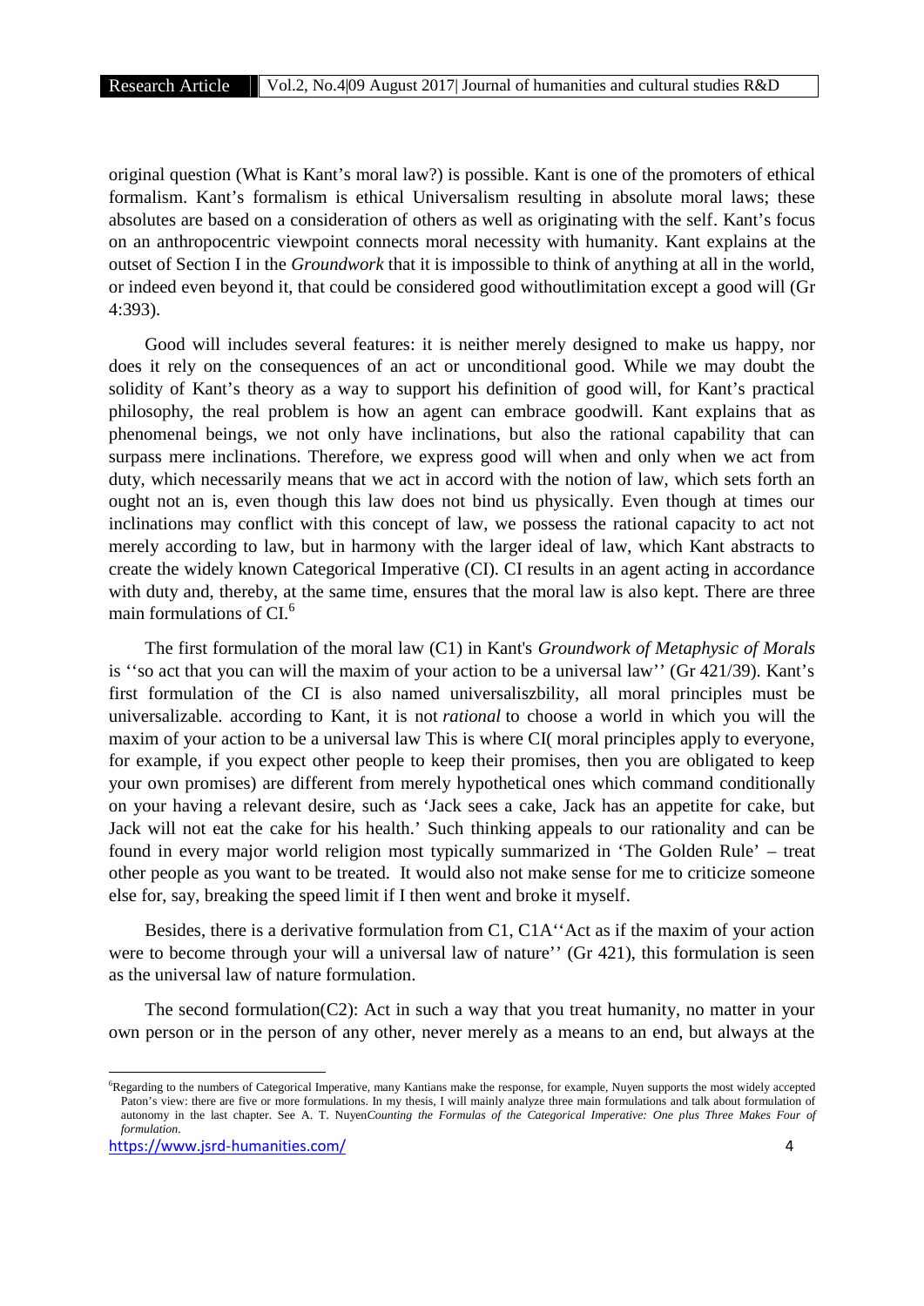original question (What is Kant's moral law?) is possible. Kant is one of the promoters of ethical formalism. Kant's formalism is ethical Universalism resulting in absolute moral laws; these absolutes are based on a consideration of others as well as originating with the self. Kant's focus on an anthropocentric viewpoint connects moral necessity with humanity. Kant explains at the outset of Section I in the *Groundwork* that it is impossible to think of anything at all in the world, or indeed even beyond it, that could be considered good withoutlimitation except a good will (Gr 4:393).

Good will includes several features: it is neither merely designed to make us happy, nor does it rely on the consequences of an act or unconditional good. While we may doubt the solidity of Kant's theory as a way to support his definition of good will, for Kant's practical philosophy, the real problem is how an agent can embrace goodwill. Kant explains that as phenomenal beings, we not only have inclinations, but also the rational capability that can surpass mere inclinations. Therefore, we express good will when and only when we act from duty, which necessarily means that we act in accord with the notion of law, which sets forth an ought not an is, even though this law does not bind us physically. Even though at times our inclinations may conflict with this concept of law, we possess the rational capacity to act not merely according to law, but in harmony with the larger ideal of law, which Kant abstracts to create the widely known Categorical Imperative (CI). CI results in an agent acting in accordance with duty and, thereby, at the same time, ensures that the moral law is also kept. There are three main formulations of CI.[6]

The first formulation of the moral law (C1) in Kant's *Groundwork of Metaphysic of Morals* is ''so act that you can will the maxim of your action to be a universal law'' (Gr 421/39). Kant's first formulation of the CI is also named universaliszbility, all moral principles must be universalizable. according to Kant, it is not *rational* to choose a world in which you will the maxim of your action to be a universal law This is where CI( moral principles apply to everyone, for example, if you expect other people to keep their promises, then you are obligated to keep your own promises) are different from merely hypothetical ones which command conditionally on your having a relevant desire, such as 'Jack sees a cake, Jack has an appetite for cake, but Jack will not eat the cake for his health.' Such thinking appeals to our rationality and can be found in every major world religion most typically summarized in 'The Golden Rule' – treat other people as you want to be treated. It would also not make sense for me to criticize someone else for, say, breaking the speed limit if I then went and broke it myself.

Besides, there is a derivative formulation from C1, C1A''Act as if the maxim of your action were to become through your will a universal law of nature'' (Gr 421), this formulation is seen as the universal law of nature formulation.

The second formulation(C2): Act in such a way that you treat humanity, no matter in your own person or in the person of any other, never merely as a means to an end, but always at the

---

[6]Regarding to the numbers of Categorical Imperative, many Kantians make the response, for example, Nuyen supports the most widely accepted Paton's view: there are five or more formulations. In my thesis, I will mainly analyze three main formulations and talk about formulation of autonomy in the last chapter. See A. T. Nuyen*Counting the Formulas of the Categorical Imperative: One plus Three Makes Four of formulation*.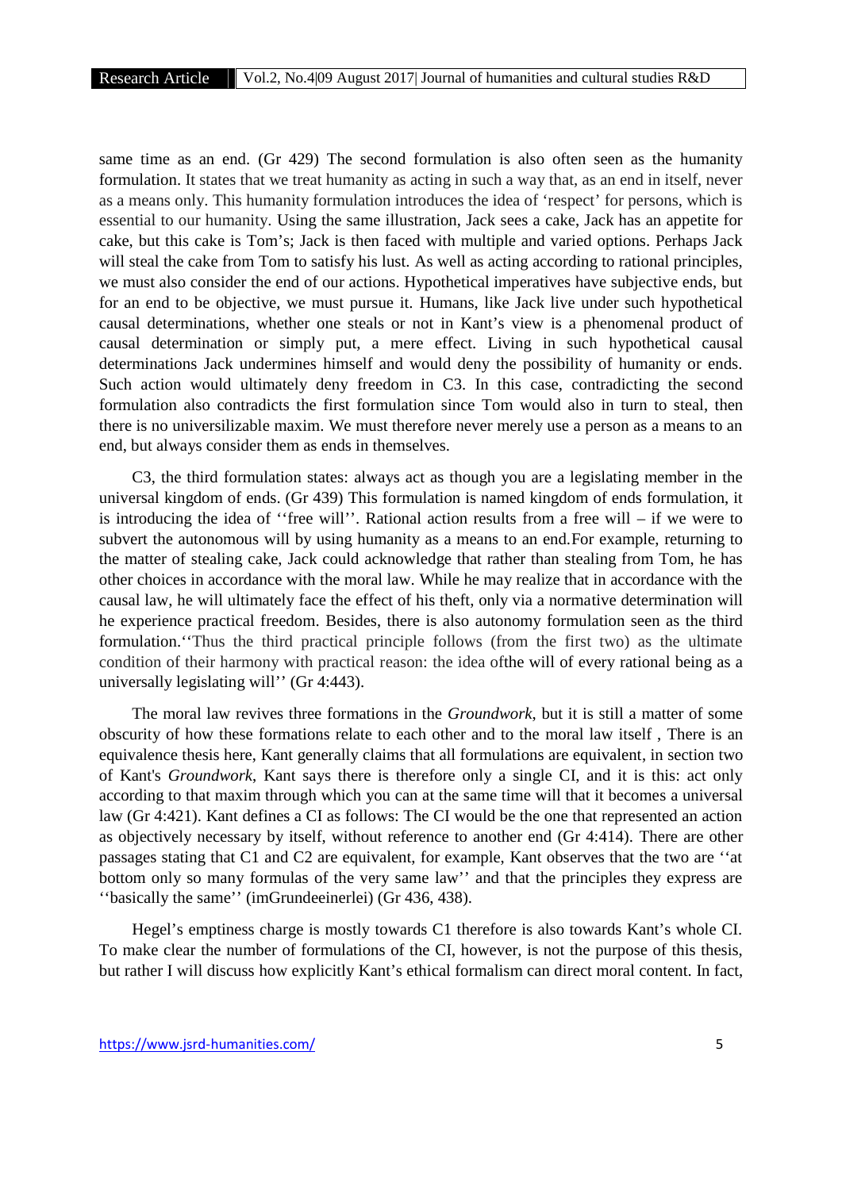same time as an end. (Gr 429) The second formulation is also often seen as the humanity formulation. It states that we treat humanity as acting in such a way that, as an end in itself, never as a means only. This humanity formulation introduces the idea of 'respect' for persons, which is essential to our humanity. Using the same illustration, Jack sees a cake, Jack has an appetite for cake, but this cake is Tom's; Jack is then faced with multiple and varied options. Perhaps Jack will steal the cake from Tom to satisfy his lust. As well as acting according to rational principles, we must also consider the end of our actions. Hypothetical imperatives have subjective ends, but for an end to be objective, we must pursue it. Humans, like Jack live under such hypothetical causal determinations, whether one steals or not in Kant's view is a phenomenal product of causal determination or simply put, a mere effect. Living in such hypothetical causal determinations Jack undermines himself and would deny the possibility of humanity or ends. Such action would ultimately deny freedom in C3. In this case, contradicting the second formulation also contradicts the first formulation since Tom would also in turn to steal, then there is no universilizable maxim. We must therefore never merely use a person as a means to an end, but always consider them as ends in themselves.

C3, the third formulation states: always act as though you are a legislating member in the universal kingdom of ends. (Gr 439) This formulation is named kingdom of ends formulation, it is introducing the idea of ''free will''. Rational action results from a free will – if we were to subvert the autonomous will by using humanity as a means to an end.For example, returning to the matter of stealing cake, Jack could acknowledge that rather than stealing from Tom, he has other choices in accordance with the moral law. While he may realize that in accordance with the causal law, he will ultimately face the effect of his theft, only via a normative determination will he experience practical freedom. Besides, there is also autonomy formulation seen as the third formulation.''Thus the third practical principle follows (from the first two) as the ultimate condition of their harmony with practical reason: the idea ofthe will of every rational being as a universally legislating will'' (Gr 4:443).

The moral law revives three formations in the *Groundwork*, but it is still a matter of some obscurity of how these formations relate to each other and to the moral law itself , There is an equivalence thesis here, Kant generally claims that all formulations are equivalent, in section two of Kant's *Groundwork*, Kant says there is therefore only a single CI, and it is this: act only according to that maxim through which you can at the same time will that it becomes a universal law (Gr 4:421). Kant defines a CI as follows: The CI would be the one that represented an action as objectively necessary by itself, without reference to another end (Gr 4:414). There are other passages stating that C1 and C2 are equivalent, for example, Kant observes that the two are ''at bottom only so many formulas of the very same law'' and that the principles they express are ''basically the same'' (imGrundeeinerlei) (Gr 436, 438).

Hegel's emptiness charge is mostly towards C1 therefore is also towards Kant's whole CI. To make clear the number of formulations of the CI, however, is not the purpose of this thesis, but rather I will discuss how explicitly Kant's ethical formalism can direct moral content. In fact,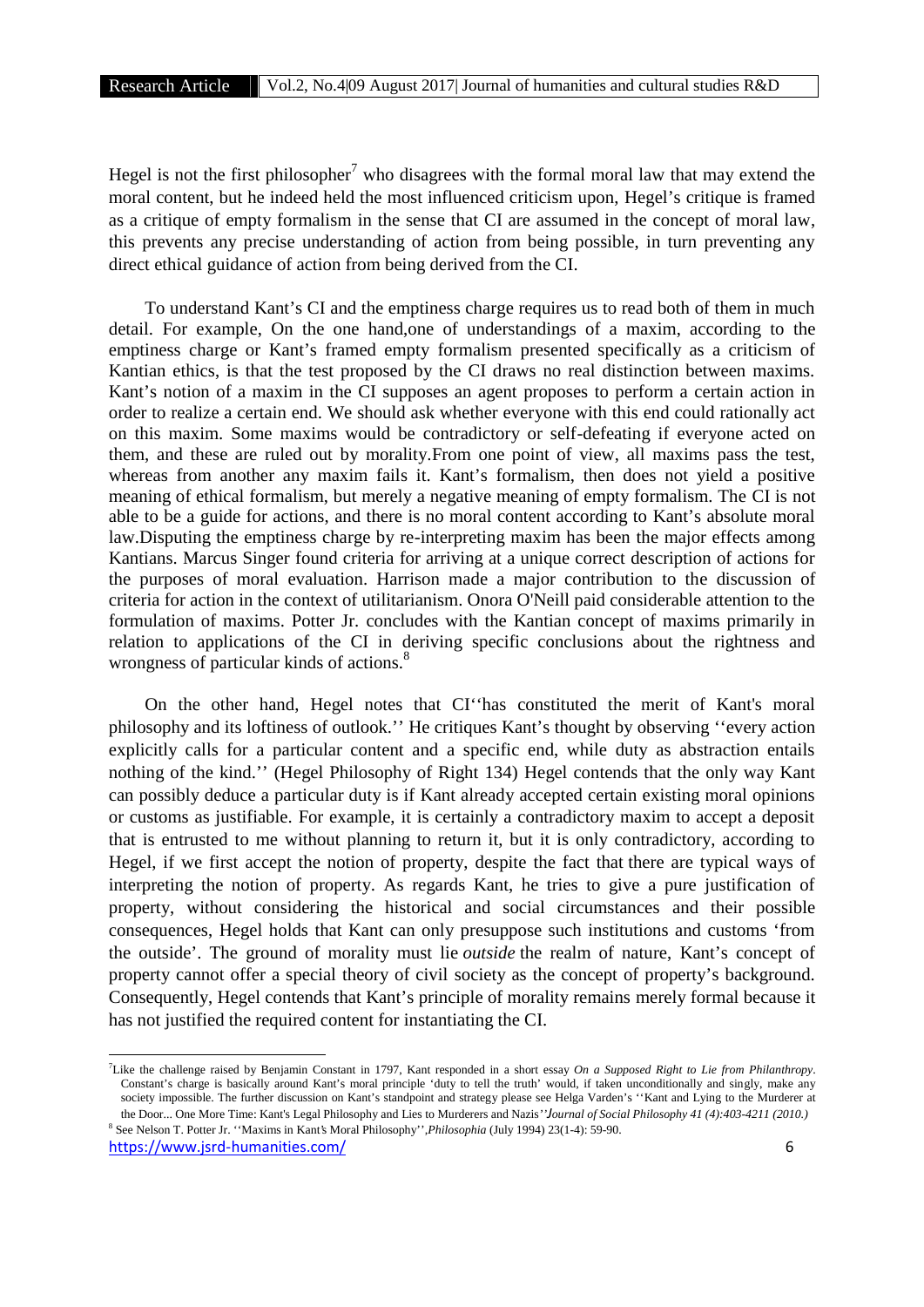Hegel is not the first philosopher[7] who disagrees with the formal moral law that may extend the moral content, but he indeed held the most influenced criticism upon, Hegel's critique is framed as a critique of empty formalism in the sense that CI are assumed in the concept of moral law, this prevents any precise understanding of action from being possible, in turn preventing any direct ethical guidance of action from being derived from the CI.

To understand Kant's CI and the emptiness charge requires us to read both of them in much detail. For example, On the one hand,one of understandings of a maxim, according to the emptiness charge or Kant's framed empty formalism presented specifically as a criticism of Kantian ethics, is that the test proposed by the CI draws no real distinction between maxims. Kant's notion of a maxim in the CI supposes an agent proposes to perform a certain action in order to realize a certain end. We should ask whether everyone with this end could rationally act on this maxim. Some maxims would be contradictory or self-defeating if everyone acted on them, and these are ruled out by morality.From one point of view, all maxims pass the test, whereas from another any maxim fails it. Kant's formalism, then does not yield a positive meaning of ethical formalism, but merely a negative meaning of empty formalism. The CI is not able to be a guide for actions, and there is no moral content according to Kant's absolute moral law.Disputing the emptiness charge by re-interpreting maxim has been the major effects among Kantians. Marcus Singer found criteria for arriving at a unique correct description of actions for the purposes of moral evaluation. Harrison made a major contribution to the discussion of criteria for action in the context of utilitarianism. Onora O'Neill paid considerable attention to the formulation of maxims. Potter Jr. concludes with the Kantian concept of maxims primarily in relation to applications of the CI in deriving specific conclusions about the rightness and wrongness of particular kinds of actions.[8]

On the other hand, Hegel notes that CI''has constituted the merit of Kant's moral philosophy and its loftiness of outlook.'' He critiques Kant's thought by observing ''every action explicitly calls for a particular content and a specific end, while duty as abstraction entails nothing of the kind.'' (Hegel Philosophy of Right 134) Hegel contends that the only way Kant can possibly deduce a particular duty is if Kant already accepted certain existing moral opinions or customs as justifiable. For example, it is certainly a contradictory maxim to accept a deposit that is entrusted to me without planning to return it, but it is only contradictory, according to Hegel, if we first accept the notion of property, despite the fact that there are typical ways of interpreting the notion of property. As regards Kant, he tries to give a pure justification of property, without considering the historical and social circumstances and their possible consequences, Hegel holds that Kant can only presuppose such institutions and customs 'from the outside'. The ground of morality must lie *outside* the realm of nature, Kant's concept of property cannot offer a special theory of civil society as the concept of property's background. Consequently, Hegel contends that Kant's principle of morality remains merely formal because it has not justified the required content for instantiating the CI.

---

[7] Like the challenge raised by Benjamin Constant in 1797, Kant responded in a short essay *On a Supposed Right to Lie from Philanthropy*. Constant's charge is basically around Kant's moral principle 'duty to tell the truth' would, if taken unconditionally and singly, make any society impossible. The further discussion on Kant's standpoint and strategy please see Helga Varden's ''Kant and Lying to the Murderer at the Door... One More Time: Kant's Legal Philosophy and Lies to Murderers and Nazis''*Journal of Social Philosophy 41 (4):403-4211 (2010.)*

[8] See Nelson T. Potter Jr. ''Maxims in Kant's Moral Philosophy'',*Philosophia* (July 1994) 23(1-4): 59-90.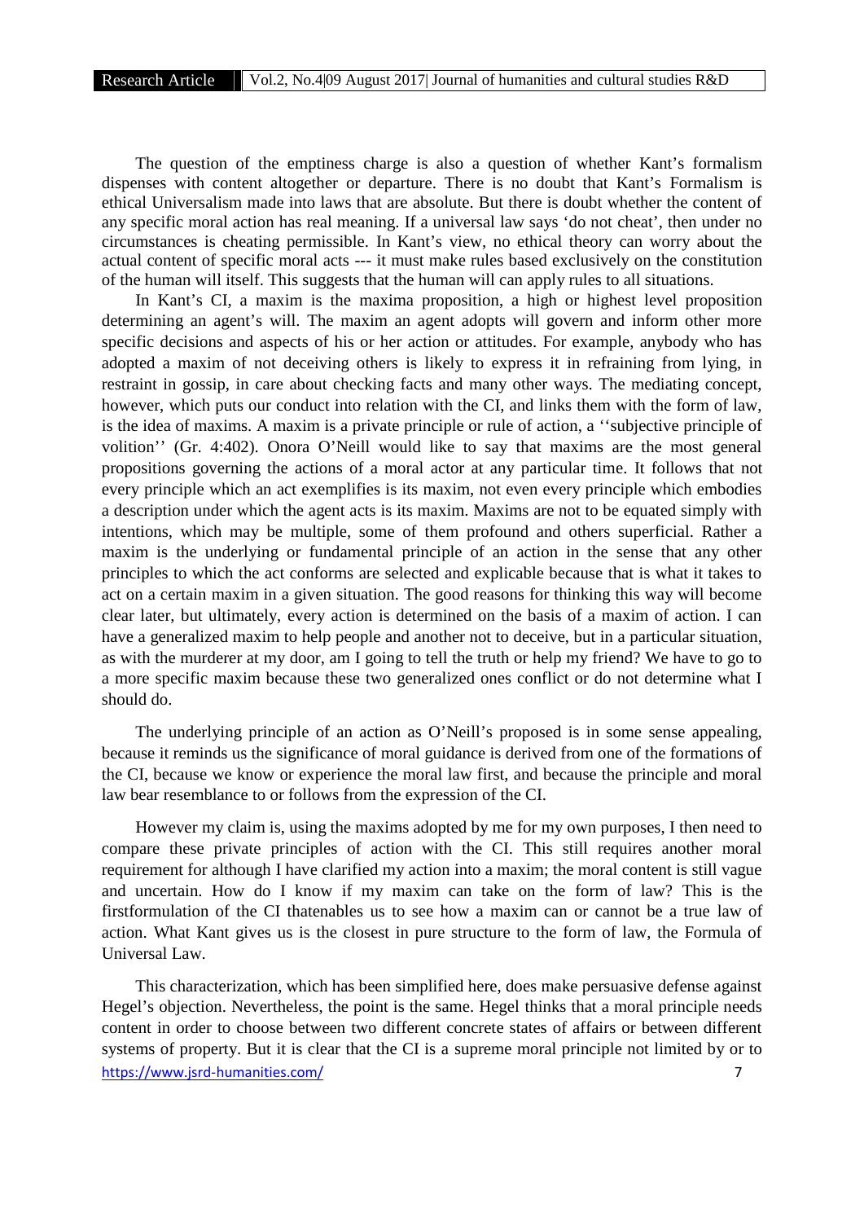The question of the emptiness charge is also a question of whether Kant's formalism dispenses with content altogether or departure. There is no doubt that Kant's Formalism is ethical Universalism made into laws that are absolute. But there is doubt whether the content of any specific moral action has real meaning. If a universal law says 'do not cheat', then under no circumstances is cheating permissible. In Kant's view, no ethical theory can worry about the actual content of specific moral acts --- it must make rules based exclusively on the constitution of the human will itself. This suggests that the human will can apply rules to all situations.

In Kant's CI, a maxim is the maxima proposition, a high or highest level proposition determining an agent's will. The maxim an agent adopts will govern and inform other more specific decisions and aspects of his or her action or attitudes. For example, anybody who has adopted a maxim of not deceiving others is likely to express it in refraining from lying, in restraint in gossip, in care about checking facts and many other ways. The mediating concept, however, which puts our conduct into relation with the CI, and links them with the form of law, is the idea of maxims. A maxim is a private principle or rule of action, a ''subjective principle of volition'' (Gr. 4:402). Onora O'Neill would like to say that maxims are the most general propositions governing the actions of a moral actor at any particular time. It follows that not every principle which an act exemplifies is its maxim, not even every principle which embodies a description under which the agent acts is its maxim. Maxims are not to be equated simply with intentions, which may be multiple, some of them profound and others superficial. Rather a maxim is the underlying or fundamental principle of an action in the sense that any other principles to which the act conforms are selected and explicable because that is what it takes to act on a certain maxim in a given situation. The good reasons for thinking this way will become clear later, but ultimately, every action is determined on the basis of a maxim of action. I can have a generalized maxim to help people and another not to deceive, but in a particular situation, as with the murderer at my door, am I going to tell the truth or help my friend? We have to go to a more specific maxim because these two generalized ones conflict or do not determine what I should do.

The underlying principle of an action as O'Neill's proposed is in some sense appealing, because it reminds us the significance of moral guidance is derived from one of the formations of the CI, because we know or experience the moral law first, and because the principle and moral law bear resemblance to or follows from the expression of the CI.

However my claim is, using the maxims adopted by me for my own purposes, I then need to compare these private principles of action with the CI. This still requires another moral requirement for although I have clarified my action into a maxim; the moral content is still vague and uncertain. How do I know if my maxim can take on the form of law? This is the firstformulation of the CI thatenables us to see how a maxim can or cannot be a true law of action. What Kant gives us is the closest in pure structure to the form of law, the Formula of Universal Law.

This characterization, which has been simplified here, does make persuasive defense against Hegel's objection. Nevertheless, the point is the same. Hegel thinks that a moral principle needs content in order to choose between two different concrete states of affairs or between different systems of property. But it is clear that the CI is a supreme moral principle not limited by or to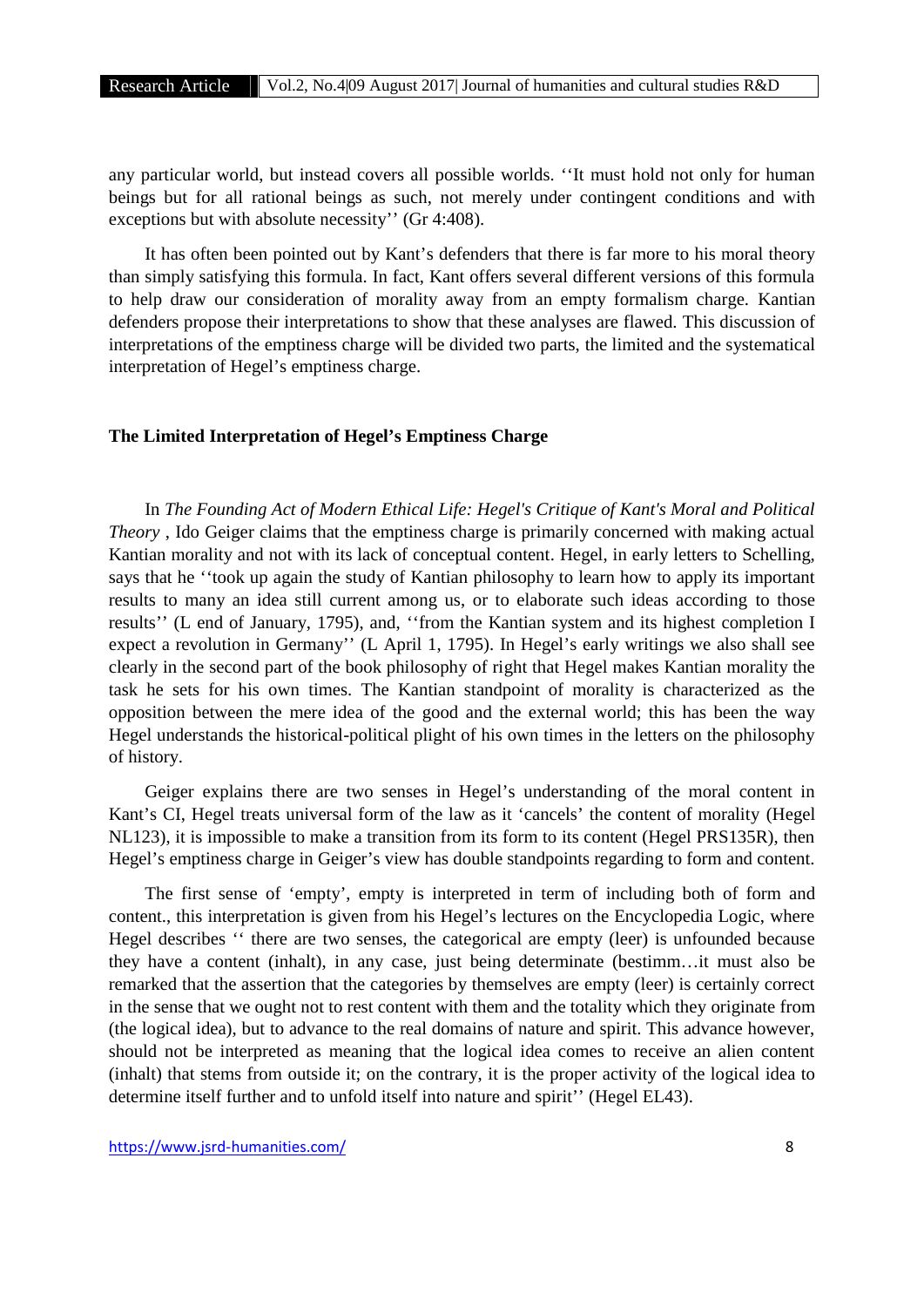any particular world, but instead covers all possible worlds. ''It must hold not only for human beings but for all rational beings as such, not merely under contingent conditions and with exceptions but with absolute necessity'' (Gr 4:408).

It has often been pointed out by Kant's defenders that there is far more to his moral theory than simply satisfying this formula. In fact, Kant offers several different versions of this formula to help draw our consideration of morality away from an empty formalism charge. Kantian defenders propose their interpretations to show that these analyses are flawed. This discussion of interpretations of the emptiness charge will be divided two parts, the limited and the systematical interpretation of Hegel's emptiness charge.

## The Limited Interpretation of Hegel's Emptiness Charge

In *The Founding Act of Modern Ethical Life: Hegel's Critique of Kant's Moral and Political Theory* , Ido Geiger claims that the emptiness charge is primarily concerned with making actual Kantian morality and not with its lack of conceptual content. Hegel, in early letters to Schelling, says that he ''took up again the study of Kantian philosophy to learn how to apply its important results to many an idea still current among us, or to elaborate such ideas according to those results'' (L end of January, 1795), and, ''from the Kantian system and its highest completion I expect a revolution in Germany'' (L April 1, 1795). In Hegel's early writings we also shall see clearly in the second part of the book philosophy of right that Hegel makes Kantian morality the task he sets for his own times. The Kantian standpoint of morality is characterized as the opposition between the mere idea of the good and the external world; this has been the way Hegel understands the historical-political plight of his own times in the letters on the philosophy of history.

Geiger explains there are two senses in Hegel's understanding of the moral content in Kant's CI, Hegel treats universal form of the law as it 'cancels' the content of morality (Hegel NL123), it is impossible to make a transition from its form to its content (Hegel PRS135R), then Hegel's emptiness charge in Geiger's view has double standpoints regarding to form and content.

The first sense of 'empty', empty is interpreted in term of including both of form and content., this interpretation is given from his Hegel's lectures on the Encyclopedia Logic, where Hegel describes '' there are two senses, the categorical are empty (leer) is unfounded because they have a content (inhalt), in any case, just being determinate (bestimm…it must also be remarked that the assertion that the categories by themselves are empty (leer) is certainly correct in the sense that we ought not to rest content with them and the totality which they originate from (the logical idea), but to advance to the real domains of nature and spirit. This advance however, should not be interpreted as meaning that the logical idea comes to receive an alien content (inhalt) that stems from outside it; on the contrary, it is the proper activity of the logical idea to determine itself further and to unfold itself into nature and spirit'' (Hegel EL43).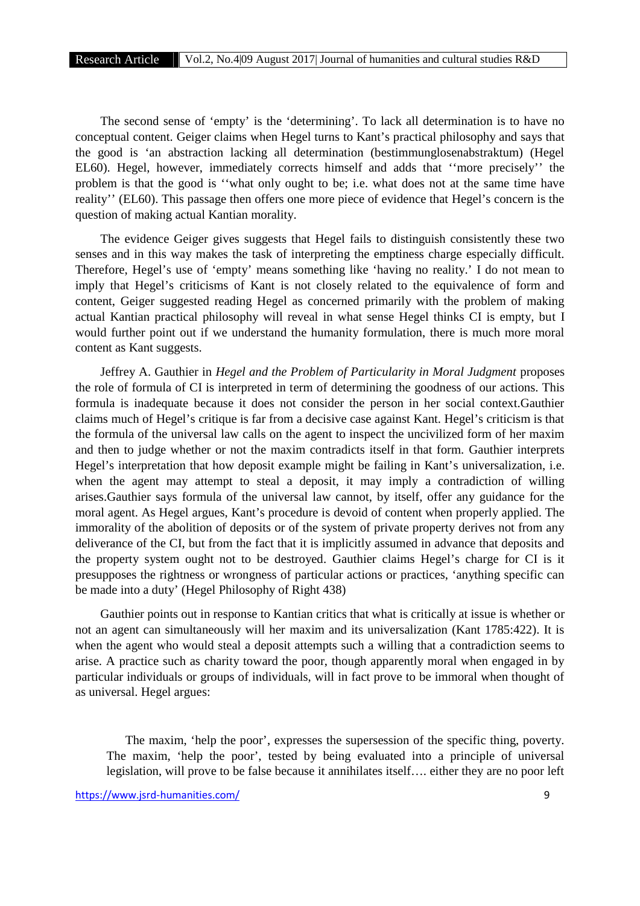The second sense of 'empty' is the 'determining'. To lack all determination is to have no conceptual content. Geiger claims when Hegel turns to Kant's practical philosophy and says that the good is 'an abstraction lacking all determination (bestimmunglosenabstraktum) (Hegel EL60). Hegel, however, immediately corrects himself and adds that ''more precisely'' the problem is that the good is ''what only ought to be; i.e. what does not at the same time have reality'' (EL60). This passage then offers one more piece of evidence that Hegel's concern is the question of making actual Kantian morality.

The evidence Geiger gives suggests that Hegel fails to distinguish consistently these two senses and in this way makes the task of interpreting the emptiness charge especially difficult. Therefore, Hegel's use of 'empty' means something like 'having no reality.' I do not mean to imply that Hegel's criticisms of Kant is not closely related to the equivalence of form and content, Geiger suggested reading Hegel as concerned primarily with the problem of making actual Kantian practical philosophy will reveal in what sense Hegel thinks CI is empty, but I would further point out if we understand the humanity formulation, there is much more moral content as Kant suggests.

Jeffrey A. Gauthier in *Hegel and the Problem of Particularity in Moral Judgment* proposes the role of formula of CI is interpreted in term of determining the goodness of our actions. This formula is inadequate because it does not consider the person in her social context.Gauthier claims much of Hegel's critique is far from a decisive case against Kant. Hegel's criticism is that the formula of the universal law calls on the agent to inspect the uncivilized form of her maxim and then to judge whether or not the maxim contradicts itself in that form. Gauthier interprets Hegel's interpretation that how deposit example might be failing in Kant's universalization, i.e. when the agent may attempt to steal a deposit, it may imply a contradiction of willing arises.Gauthier says formula of the universal law cannot, by itself, offer any guidance for the moral agent. As Hegel argues, Kant's procedure is devoid of content when properly applied. The immorality of the abolition of deposits or of the system of private property derives not from any deliverance of the CI, but from the fact that it is implicitly assumed in advance that deposits and the property system ought not to be destroyed. Gauthier claims Hegel's charge for CI is it presupposes the rightness or wrongness of particular actions or practices, 'anything specific can be made into a duty' (Hegel Philosophy of Right 438)

Gauthier points out in response to Kantian critics that what is critically at issue is whether or not an agent can simultaneously will her maxim and its universalization (Kant 1785:422). It is when the agent who would steal a deposit attempts such a willing that a contradiction seems to arise. A practice such as charity toward the poor, though apparently moral when engaged in by particular individuals or groups of individuals, will in fact prove to be immoral when thought of as universal. Hegel argues:

> The maxim, 'help the poor', expresses the supersession of the specific thing, poverty. The maxim, 'help the poor', tested by being evaluated into a principle of universal legislation, will prove to be false because it annihilates itself…. either they are no poor left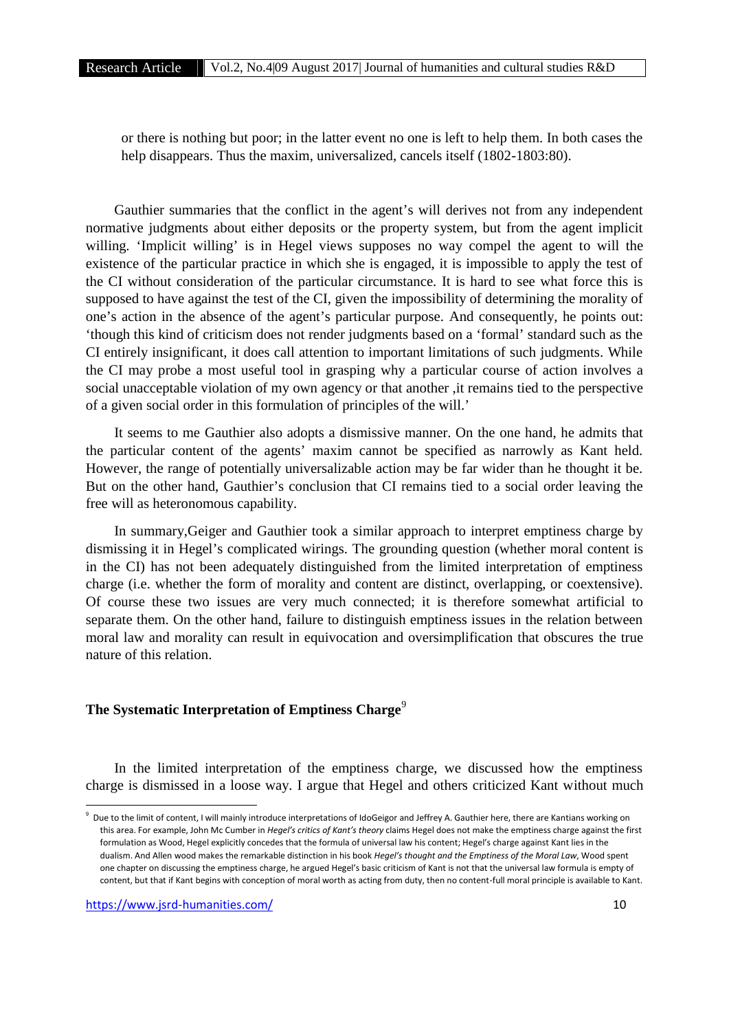or there is nothing but poor; in the latter event no one is left to help them. In both cases the help disappears. Thus the maxim, universalized, cancels itself (1802-1803:80).

Gauthier summaries that the conflict in the agent's will derives not from any independent normative judgments about either deposits or the property system, but from the agent implicit willing. 'Implicit willing' is in Hegel views supposes no way compel the agent to will the existence of the particular practice in which she is engaged, it is impossible to apply the test of the CI without consideration of the particular circumstance. It is hard to see what force this is supposed to have against the test of the CI, given the impossibility of determining the morality of one's action in the absence of the agent's particular purpose. And consequently, he points out: 'though this kind of criticism does not render judgments based on a 'formal' standard such as the CI entirely insignificant, it does call attention to important limitations of such judgments. While the CI may probe a most useful tool in grasping why a particular course of action involves a social unacceptable violation of my own agency or that another ,it remains tied to the perspective of a given social order in this formulation of principles of the will.'

It seems to me Gauthier also adopts a dismissive manner. On the one hand, he admits that the particular content of the agents' maxim cannot be specified as narrowly as Kant held. However, the range of potentially universalizable action may be far wider than he thought it be. But on the other hand, Gauthier's conclusion that CI remains tied to a social order leaving the free will as heteronomous capability.

In summary,Geiger and Gauthier took a similar approach to interpret emptiness charge by dismissing it in Hegel's complicated wirings. The grounding question (whether moral content is in the CI) has not been adequately distinguished from the limited interpretation of emptiness charge (i.e. whether the form of morality and content are distinct, overlapping, or coextensive). Of course these two issues are very much connected; it is therefore somewhat artificial to separate them. On the other hand, failure to distinguish emptiness issues in the relation between moral law and morality can result in equivocation and oversimplification that obscures the true nature of this relation.

## The Systematic Interpretation of Emptiness Charge[9]

In the limited interpretation of the emptiness charge, we discussed how the emptiness charge is dismissed in a loose way. I argue that Hegel and others criticized Kant without much

[9] Due to the limit of content, I will mainly introduce interpretations of IdoGeigor and Jeffrey A. Gauthier here, there are Kantians working on this area. For example, John Mc Cumber in *Hegel's critics of Kant's theory* claims Hegel does not make the emptiness charge against the first formulation as Wood, Hegel explicitly concedes that the formula of universal law his content; Hegel's charge against Kant lies in the dualism. And Allen wood makes the remarkable distinction in his book *Hegel's thought and the Emptiness of the Moral Law*, Wood spent one chapter on discussing the emptiness charge, he argued Hegel's basic criticism of Kant is not that the universal law formula is empty of content, but that if Kant begins with conception of moral worth as acting from duty, then no content-full moral principle is available to Kant.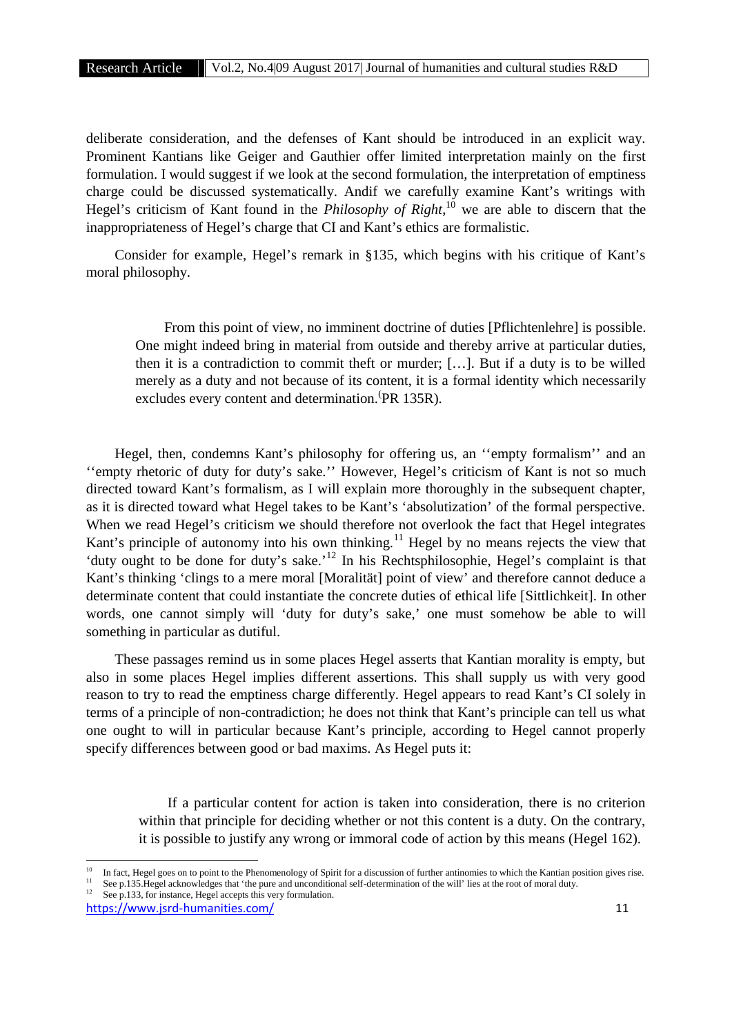deliberate consideration, and the defenses of Kant should be introduced in an explicit way. Prominent Kantians like Geiger and Gauthier offer limited interpretation mainly on the first formulation. I would suggest if we look at the second formulation, the interpretation of emptiness charge could be discussed systematically. Andif we carefully examine Kant's writings with Hegel's criticism of Kant found in the *Philosophy of Right*,[10] we are able to discern that the inappropriateness of Hegel's charge that CI and Kant's ethics are formalistic.

Consider for example, Hegel's remark in §135, which begins with his critique of Kant's moral philosophy.

> From this point of view, no imminent doctrine of duties [Pflichtenlehre] is possible. One might indeed bring in material from outside and thereby arrive at particular duties, then it is a contradiction to commit theft or murder; […]. But if a duty is to be willed merely as a duty and not because of its content, it is a formal identity which necessarily excludes every content and determination.(PR 135R).

Hegel, then, condemns Kant's philosophy for offering us, an ''empty formalism'' and an ''empty rhetoric of duty for duty's sake.'' However, Hegel's criticism of Kant is not so much directed toward Kant's formalism, as I will explain more thoroughly in the subsequent chapter, as it is directed toward what Hegel takes to be Kant's 'absolutization' of the formal perspective. When we read Hegel's criticism we should therefore not overlook the fact that Hegel integrates Kant's principle of autonomy into his own thinking.[11] Hegel by no means rejects the view that 'duty ought to be done for duty's sake.'[12] In his Rechtsphilosophie, Hegel's complaint is that Kant's thinking 'clings to a mere moral [Moralität] point of view' and therefore cannot deduce a determinate content that could instantiate the concrete duties of ethical life [Sittlichkeit]. In other words, one cannot simply will 'duty for duty's sake,' one must somehow be able to will something in particular as dutiful.

These passages remind us in some places Hegel asserts that Kantian morality is empty, but also in some places Hegel implies different assertions. This shall supply us with very good reason to try to read the emptiness charge differently. Hegel appears to read Kant's CI solely in terms of a principle of non-contradiction; he does not think that Kant's principle can tell us what one ought to will in particular because Kant's principle, according to Hegel cannot properly specify differences between good or bad maxims. As Hegel puts it:

> If a particular content for action is taken into consideration, there is no criterion within that principle for deciding whether or not this content is a duty. On the contrary, it is possible to justify any wrong or immoral code of action by this means (Hegel 162).

---

[10] In fact, Hegel goes on to point to the Phenomenology of Spirit for a discussion of further antinomies to which the Kantian position gives rise.

[11] See p.135.Hegel acknowledges that 'the pure and unconditional self-determination of the will' lies at the root of moral duty.

[12] See p.133, for instance, Hegel accepts this very formulation.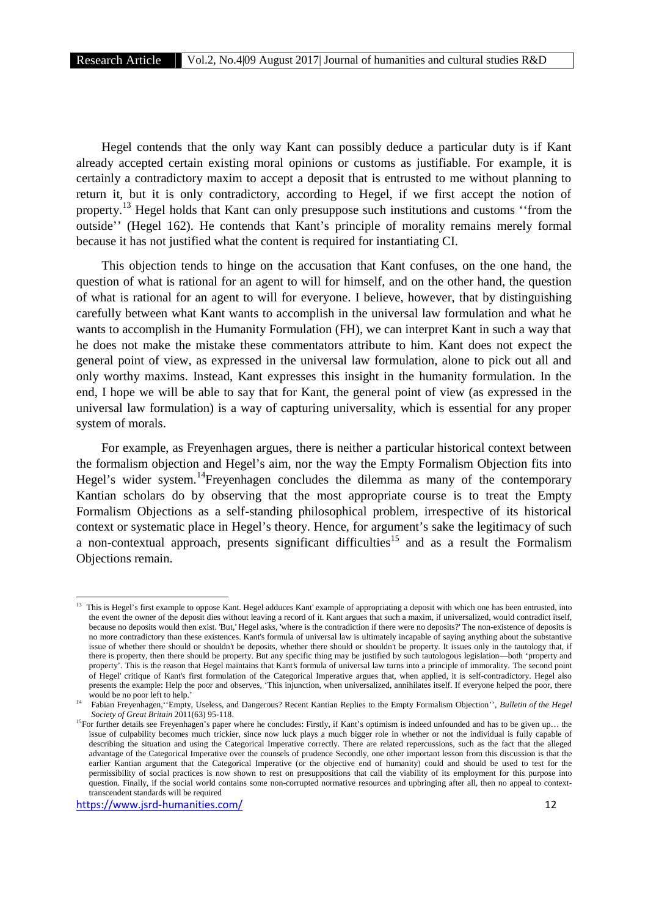Hegel contends that the only way Kant can possibly deduce a particular duty is if Kant already accepted certain existing moral opinions or customs as justifiable. For example, it is certainly a contradictory maxim to accept a deposit that is entrusted to me without planning to return it, but it is only contradictory, according to Hegel, if we first accept the notion of property.[13] Hegel holds that Kant can only presuppose such institutions and customs ''from the outside'' (Hegel 162). He contends that Kant's principle of morality remains merely formal because it has not justified what the content is required for instantiating CI.

This objection tends to hinge on the accusation that Kant confuses, on the one hand, the question of what is rational for an agent to will for himself, and on the other hand, the question of what is rational for an agent to will for everyone. I believe, however, that by distinguishing carefully between what Kant wants to accomplish in the universal law formulation and what he wants to accomplish in the Humanity Formulation (FH), we can interpret Kant in such a way that he does not make the mistake these commentators attribute to him. Kant does not expect the general point of view, as expressed in the universal law formulation, alone to pick out all and only worthy maxims. Instead, Kant expresses this insight in the humanity formulation. In the end, I hope we will be able to say that for Kant, the general point of view (as expressed in the universal law formulation) is a way of capturing universality, which is essential for any proper system of morals.

For example, as Freyenhagen argues, there is neither a particular historical context between the formalism objection and Hegel's aim, nor the way the Empty Formalism Objection fits into Hegel's wider system.[14] Freyenhagen concludes the dilemma as many of the contemporary Kantian scholars do by observing that the most appropriate course is to treat the Empty Formalism Objections as a self-standing philosophical problem, irrespective of its historical context or systematic place in Hegel's theory. Hence, for argument's sake the legitimacy of such a non-contextual approach, presents significant difficulties[15] and as a result the Formalism Objections remain.

---

[13] This is Hegel's first example to oppose Kant. Hegel adduces Kant' example of appropriating a deposit with which one has been entrusted, into the event the owner of the deposit dies without leaving a record of it. Kant argues that such a maxim, if universalized, would contradict itself, because no deposits would then exist. 'But,' Hegel asks, 'where is the contradiction if there were no deposits?' The non-existence of deposits is no more contradictory than these existences. Kant's formula of universal law is ultimately incapable of saying anything about the substantive issue of whether there should or shouldn't be deposits, whether there should or shouldn't be property. It issues only in the tautology that, if there is property, then there should be property. But any specific thing may be justified by such tautologous legislation—both 'property and property'. This is the reason that Hegel maintains that Kant's formula of universal law turns into a principle of immorality. The second point of Hegel' critique of Kant's first formulation of the Categorical Imperative argues that, when applied, it is self-contradictory. Hegel also presents the example: Help the poor and observes, 'This injunction, when universalized, annihilates itself. If everyone helped the poor, there would be no poor left to help.'

[14] Fabian Freyenhagen,''Empty, Useless, and Dangerous? Recent Kantian Replies to the Empty Formalism Objection'', *Bulletin of the Hegel Society of Great Britain* 2011(63) 95-118.

[15] For further details see Freyenhagen's paper where he concludes: Firstly, if Kant's optimism is indeed unfounded and has to be given up… the issue of culpability becomes much trickier, since now luck plays a much bigger role in whether or not the individual is fully capable of describing the situation and using the Categorical Imperative correctly. There are related repercussions, such as the fact that the alleged advantage of the Categorical Imperative over the counsels of prudence Secondly, one other important lesson from this discussion is that the earlier Kantian argument that the Categorical Imperative (or the objective end of humanity) could and should be used to test for the permissibility of social practices is now shown to rest on presuppositions that call the viability of its employment for this purpose into question. Finally, if the social world contains some non-corrupted normative resources and upbringing after all, then no appeal to context-transcendent standards will be required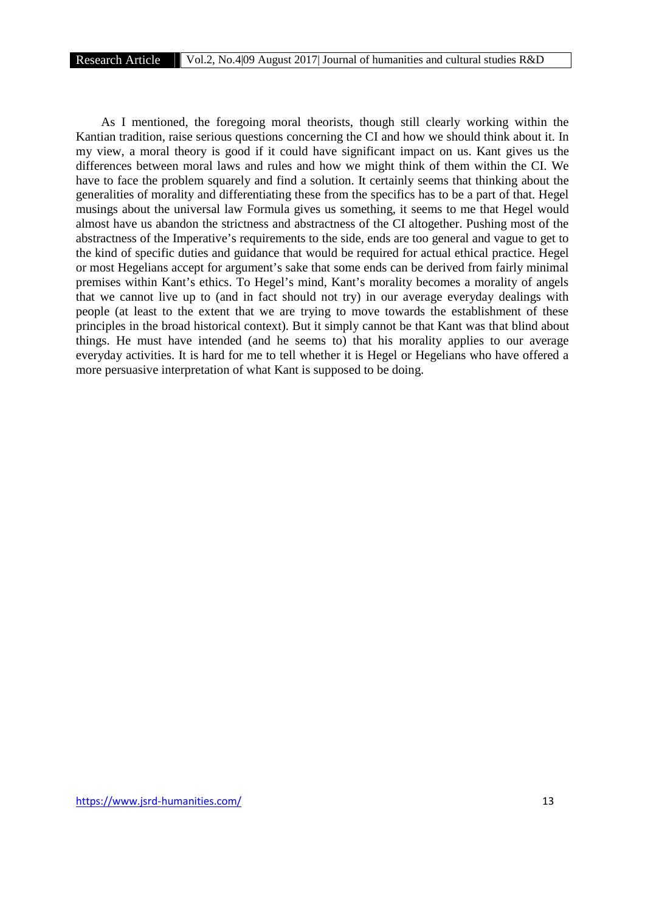As I mentioned, the foregoing moral theorists, though still clearly working within the Kantian tradition, raise serious questions concerning the CI and how we should think about it. In my view, a moral theory is good if it could have significant impact on us. Kant gives us the differences between moral laws and rules and how we might think of them within the CI. We have to face the problem squarely and find a solution. It certainly seems that thinking about the generalities of morality and differentiating these from the specifics has to be a part of that. Hegel musings about the universal law Formula gives us something, it seems to me that Hegel would almost have us abandon the strictness and abstractness of the CI altogether. Pushing most of the abstractness of the Imperative's requirements to the side, ends are too general and vague to get to the kind of specific duties and guidance that would be required for actual ethical practice. Hegel or most Hegelians accept for argument's sake that some ends can be derived from fairly minimal premises within Kant's ethics. To Hegel's mind, Kant's morality becomes a morality of angels that we cannot live up to (and in fact should not try) in our average everyday dealings with people (at least to the extent that we are trying to move towards the establishment of these principles in the broad historical context). But it simply cannot be that Kant was that blind about things. He must have intended (and he seems to) that his morality applies to our average everyday activities. It is hard for me to tell whether it is Hegel or Hegelians who have offered a more persuasive interpretation of what Kant is supposed to be doing.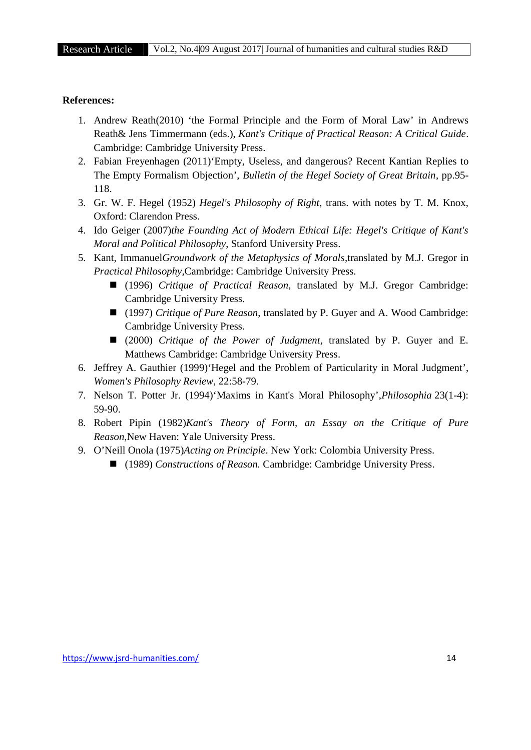**References:**

1. Andrew Reath(2010) 'the Formal Principle and the Form of Moral Law' in Andrews Reath& Jens Timmermann (eds.), *Kant's Critique of Practical Reason: A Critical Guide*. Cambridge: Cambridge University Press.
2. Fabian Freyenhagen (2011)'Empty, Useless, and dangerous? Recent Kantian Replies to The Empty Formalism Objection', *Bulletin of the Hegel Society of Great Britain*, pp.95-118.
3. Gr. W. F. Hegel (1952) *Hegel's Philosophy of Right*, trans. with notes by T. M. Knox, Oxford: Clarendon Press.
4. Ido Geiger (2007)*the Founding Act of Modern Ethical Life: Hegel's Critique of Kant's Moral and Political Philosophy*, Stanford University Press.
5. Kant, Immanuel*Groundwork of the Metaphysics of Morals*,translated by M.J. Gregor in *Practical Philosophy*,Cambridge: Cambridge University Press.
   - (1996) *Critique of Practical Reason*, translated by M.J. Gregor Cambridge: Cambridge University Press.
   - (1997) *Critique of Pure Reason*, translated by P. Guyer and A. Wood Cambridge: Cambridge University Press.
   - (2000) *Critique of the Power of Judgment*, translated by P. Guyer and E. Matthews Cambridge: Cambridge University Press.
6. Jeffrey A. Gauthier (1999)'Hegel and the Problem of Particularity in Moral Judgment', *Women's Philosophy Review*, 22:58-79.
7. Nelson T. Potter Jr. (1994)'Maxims in Kant's Moral Philosophy',*Philosophia* 23(1-4): 59-90.
8. Robert Pipin (1982)*Kant's Theory of Form, an Essay on the Critique of Pure Reason*,New Haven: Yale University Press.
9. O'Neill Onola (1975)*Acting on Principle*. New York: Colombia University Press.
   - (1989) *Constructions of Reason.* Cambridge: Cambridge University Press.